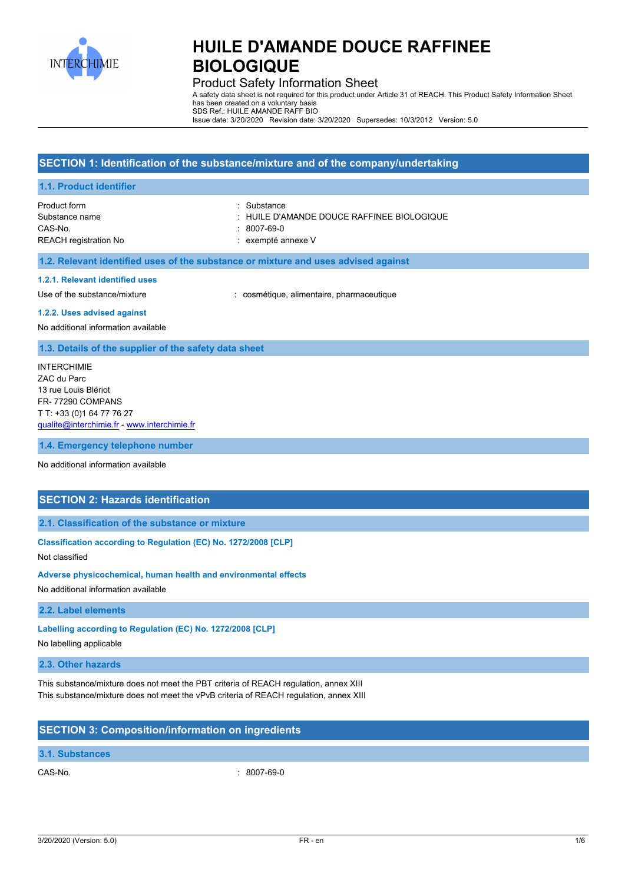# HUILE D'AMANDE DOUCE RAFFINEE BIOLOGIQUE

Product Safety Information Sheet

A safety data sheet is not required for this product under Article 31 of REACH. This Product Safety Information Sheet has been created on a voluntary basis

SDS Ref.: HUILE AMANDE RAFF BIO

Issue date: 3/20/2020 Revision date: 3/20/2020 Supersedes: 10/3/2012 Version: 5.0

## SECTION 1: Identification of the substance/mixture and of the company/undertaking

### 1.1. Product identifier

| | |
|---|---|
| Product form | : Substance |
| Substance name | : HUILE D'AMANDE DOUCE RAFFINEE BIOLOGIQUE |
| CAS-No. | : 8007-69-0 |
| REACH registration No | : exempté annexe V |

### 1.2. Relevant identified uses of the substance or mixture and uses advised against

#### 1.2.1. Relevant identified uses

Use of the substance/mixture : cosmétique, alimentaire, pharmaceutique

#### 1.2.2. Uses advised against

No additional information available

### 1.3. Details of the supplier of the safety data sheet

INTERCHIMIE
ZAC du Parc
13 rue Louis Blériot
FR- 77290 COMPANS
T T: +33 (0)1 64 77 76 27
qualite@interchimie.fr - www.interchimie.fr

### 1.4. Emergency telephone number

No additional information available

## SECTION 2: Hazards identification

### 2.1. Classification of the substance or mixture

#### Classification according to Regulation (EC) No. 1272/2008 [CLP]

Not classified

#### Adverse physicochemical, human health and environmental effects

No additional information available

### 2.2. Label elements

#### Labelling according to Regulation (EC) No. 1272/2008 [CLP]

No labelling applicable

### 2.3. Other hazards

This substance/mixture does not meet the PBT criteria of REACH regulation, annex XIII
This substance/mixture does not meet the vPvB criteria of REACH regulation, annex XIII

## SECTION 3: Composition/information on ingredients

### 3.1. Substances

CAS-No. : 8007-69-0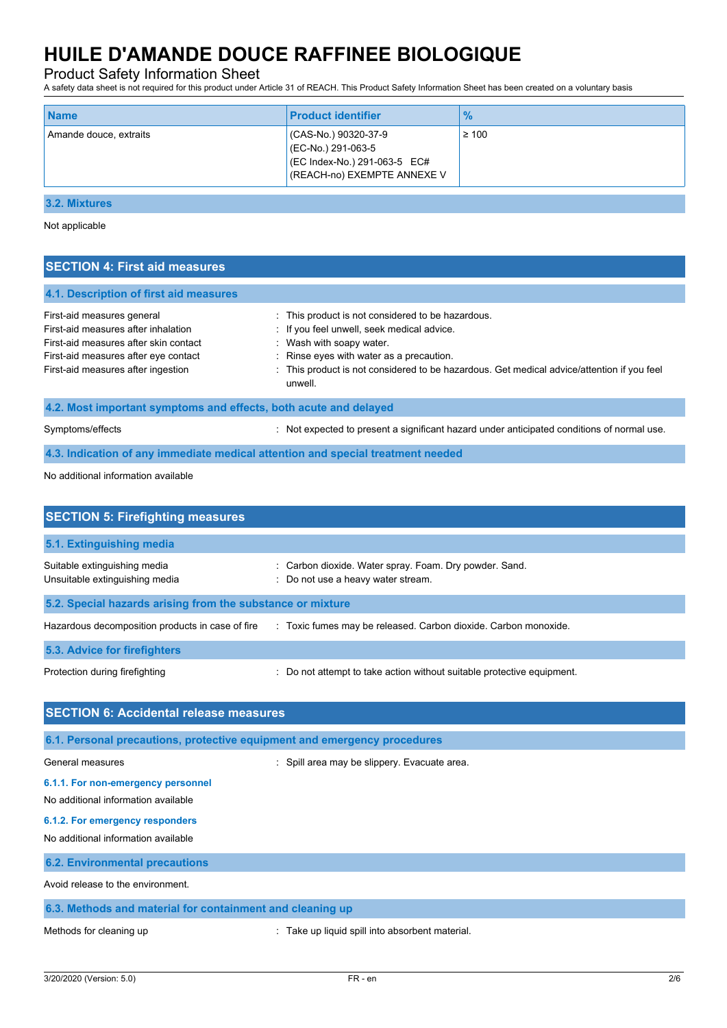# HUILE D'AMANDE DOUCE RAFFINEE BIOLOGIQUE

Product Safety Information Sheet

A safety data sheet is not required for this product under Article 31 of REACH. This Product Safety Information Sheet has been created on a voluntary basis

| Name | Product identifier | % |
|---|---|---|
| Amande douce, extraits | (CAS-No.) 90320-37-9<br>(EC-No.) 291-063-5<br>(EC Index-No.) 291-063-5 EC#<br>(REACH-no) EXEMPTE ANNEXE V | ≥ 100 |

### 3.2. Mixtures

Not applicable

## SECTION 4: First aid measures

### 4.1. Description of first aid measures

First-aid measures general : This product is not considered to be hazardous.
First-aid measures after inhalation : If you feel unwell, seek medical advice.
First-aid measures after skin contact : Wash with soapy water.
First-aid measures after eye contact : Rinse eyes with water as a precaution.
First-aid measures after ingestion : This product is not considered to be hazardous. Get medical advice/attention if you feel unwell.

### 4.2. Most important symptoms and effects, both acute and delayed

Symptoms/effects : Not expected to present a significant hazard under anticipated conditions of normal use.

### 4.3. Indication of any immediate medical attention and special treatment needed

No additional information available

## SECTION 5: Firefighting measures

### 5.1. Extinguishing media

Suitable extinguishing media : Carbon dioxide. Water spray. Foam. Dry powder. Sand.
Unsuitable extinguishing media : Do not use a heavy water stream.

### 5.2. Special hazards arising from the substance or mixture

Hazardous decomposition products in case of fire : Toxic fumes may be released. Carbon dioxide. Carbon monoxide.

### 5.3. Advice for firefighters

Protection during firefighting : Do not attempt to take action without suitable protective equipment.

## SECTION 6: Accidental release measures

### 6.1. Personal precautions, protective equipment and emergency procedures

General measures : Spill area may be slippery. Evacuate area.

#### 6.1.1. For non-emergency personnel

No additional information available

#### 6.1.2. For emergency responders

No additional information available

### 6.2. Environmental precautions

Avoid release to the environment.

### 6.3. Methods and material for containment and cleaning up

Methods for cleaning up : Take up liquid spill into absorbent material.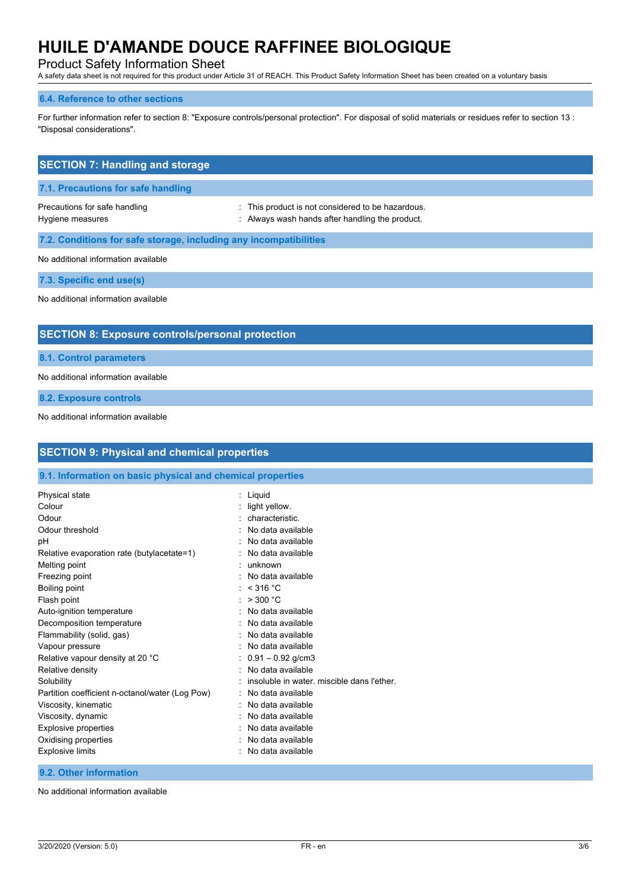## 6.4. Reference to other sections

For further information refer to section 8: "Exposure controls/personal protection". For disposal of solid materials or residues refer to section 13 : "Disposal considerations".

## SECTION 7: Handling and storage

### 7.1. Precautions for safe handling

| | |
|---|---|
| Precautions for safe handling | : This product is not considered to be hazardous. |
| Hygiene measures | : Always wash hands after handling the product. |

### 7.2. Conditions for safe storage, including any incompatibilities

No additional information available

### 7.3. Specific end use(s)

No additional information available

## SECTION 8: Exposure controls/personal protection

### 8.1. Control parameters

No additional information available

### 8.2. Exposure controls

No additional information available

## SECTION 9: Physical and chemical properties

### 9.1. Information on basic physical and chemical properties

| | |
|---|---|
| Physical state | : Liquid |
| Colour | : light yellow. |
| Odour | : characteristic. |
| Odour threshold | : No data available |
| pH | : No data available |
| Relative evaporation rate (butylacetate=1) | : No data available |
| Melting point | : unknown |
| Freezing point | : No data available |
| Boiling point | : < 316 °C |
| Flash point | : > 300 °C |
| Auto-ignition temperature | : No data available |
| Decomposition temperature | : No data available |
| Flammability (solid, gas) | : No data available |
| Vapour pressure | : No data available |
| Relative vapour density at 20 °C | : 0.91 – 0.92 g/cm3 |
| Relative density | : No data available |
| Solubility | : insoluble in water. miscible dans l'ether. |
| Partition coefficient n-octanol/water (Log Pow) | : No data available |
| Viscosity, kinematic | : No data available |
| Viscosity, dynamic | : No data available |
| Explosive properties | : No data available |
| Oxidising properties | : No data available |
| Explosive limits | : No data available |

### 9.2. Other information

No additional information available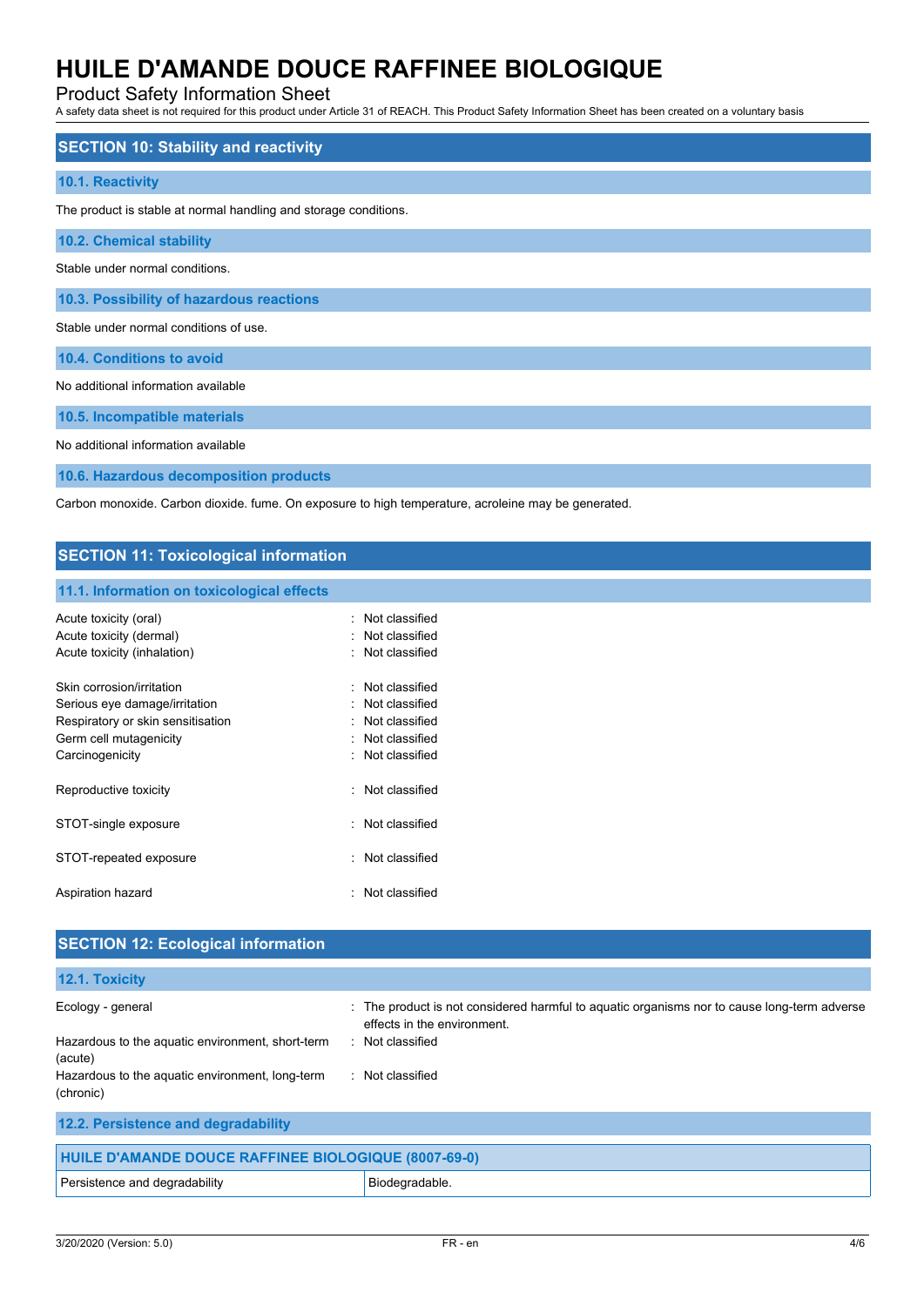# HUILE D'AMANDE DOUCE RAFFINEE BIOLOGIQUE

Product Safety Information Sheet

A safety data sheet is not required for this product under Article 31 of REACH. This Product Safety Information Sheet has been created on a voluntary basis

## SECTION 10: Stability and reactivity

### 10.1. Reactivity

The product is stable at normal handling and storage conditions.

### 10.2. Chemical stability

Stable under normal conditions.

### 10.3. Possibility of hazardous reactions

Stable under normal conditions of use.

### 10.4. Conditions to avoid

No additional information available

### 10.5. Incompatible materials

No additional information available

### 10.6. Hazardous decomposition products

Carbon monoxide. Carbon dioxide. fume. On exposure to high temperature, acroleine may be generated.

## SECTION 11: Toxicological information

### 11.1. Information on toxicological effects

Acute toxicity (oral) : Not classified
Acute toxicity (dermal) : Not classified
Acute toxicity (inhalation) : Not classified

Skin corrosion/irritation : Not classified
Serious eye damage/irritation : Not classified
Respiratory or skin sensitisation : Not classified
Germ cell mutagenicity : Not classified
Carcinogenicity : Not classified

Reproductive toxicity : Not classified

STOT-single exposure : Not classified

STOT-repeated exposure : Not classified

Aspiration hazard : Not classified

## SECTION 12: Ecological information

### 12.1. Toxicity

Ecology - general : The product is not considered harmful to aquatic organisms nor to cause long-term adverse effects in the environment.
Hazardous to the aquatic environment, short-term (acute) : Not classified
Hazardous to the aquatic environment, long-term (chronic) : Not classified

### 12.2. Persistence and degradability

| HUILE D'AMANDE DOUCE RAFFINEE BIOLOGIQUE (8007-69-0) | |
|---|---|
| Persistence and degradability | Biodegradable. |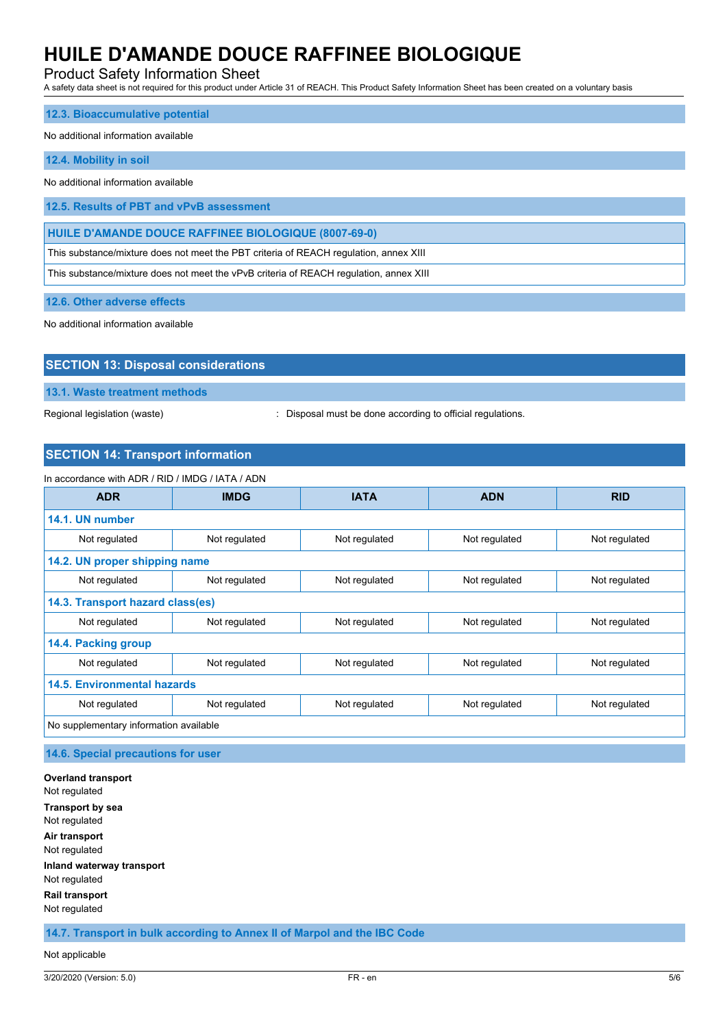### 12.3. Bioaccumulative potential

No additional information available

### 12.4. Mobility in soil

No additional information available

### 12.5. Results of PBT and vPvB assessment

| HUILE D'AMANDE DOUCE RAFFINEE BIOLOGIQUE (8007-69-0) |
|---|
| This substance/mixture does not meet the PBT criteria of REACH regulation, annex XIII |
| This substance/mixture does not meet the vPvB criteria of REACH regulation, annex XIII |

### 12.6. Other adverse effects

No additional information available

## SECTION 13: Disposal considerations

### 13.1. Waste treatment methods

Regional legislation (waste) : Disposal must be done according to official regulations.

## SECTION 14: Transport information

In accordance with ADR / RID / IMDG / IATA / ADN

| ADR | IMDG | IATA | ADN | RID |
|---|---|---|---|---|
| **14.1. UN number** | | | | |
| Not regulated | Not regulated | Not regulated | Not regulated | Not regulated |
| **14.2. UN proper shipping name** | | | | |
| Not regulated | Not regulated | Not regulated | Not regulated | Not regulated |
| **14.3. Transport hazard class(es)** | | | | |
| Not regulated | Not regulated | Not regulated | Not regulated | Not regulated |
| **14.4. Packing group** | | | | |
| Not regulated | Not regulated | Not regulated | Not regulated | Not regulated |
| **14.5. Environmental hazards** | | | | |
| Not regulated | Not regulated | Not regulated | Not regulated | Not regulated |
| No supplementary information available | | | | |

### 14.6. Special precautions for user

**Overland transport**
Not regulated

**Transport by sea**
Not regulated

**Air transport**
Not regulated

**Inland waterway transport**
Not regulated

**Rail transport**
Not regulated

### 14.7. Transport in bulk according to Annex II of Marpol and the IBC Code

Not applicable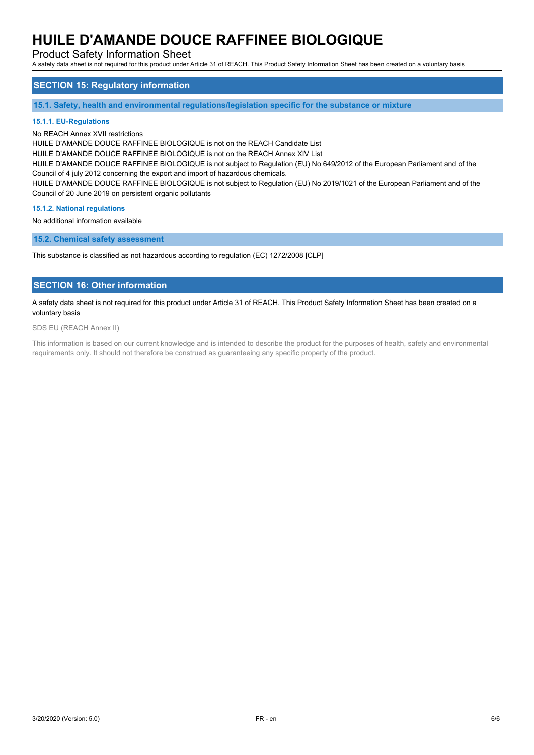## SECTION 15: Regulatory information

### 15.1. Safety, health and environmental regulations/legislation specific for the substance or mixture

#### 15.1.1. EU-Regulations

No REACH Annex XVII restrictions
HUILE D'AMANDE DOUCE RAFFINEE BIOLOGIQUE is not on the REACH Candidate List
HUILE D'AMANDE DOUCE RAFFINEE BIOLOGIQUE is not on the REACH Annex XIV List
HUILE D'AMANDE DOUCE RAFFINEE BIOLOGIQUE is not subject to Regulation (EU) No 649/2012 of the European Parliament and of the Council of 4 july 2012 concerning the export and import of hazardous chemicals.
HUILE D'AMANDE DOUCE RAFFINEE BIOLOGIQUE is not subject to Regulation (EU) No 2019/1021 of the European Parliament and of the Council of 20 June 2019 on persistent organic pollutants

#### 15.1.2. National regulations

No additional information available

### 15.2. Chemical safety assessment

This substance is classified as not hazardous according to regulation (EC) 1272/2008 [CLP]

## SECTION 16: Other information

A safety data sheet is not required for this product under Article 31 of REACH. This Product Safety Information Sheet has been created on a voluntary basis

SDS EU (REACH Annex II)

This information is based on our current knowledge and is intended to describe the product for the purposes of health, safety and environmental requirements only. It should not therefore be construed as guaranteeing any specific property of the product.